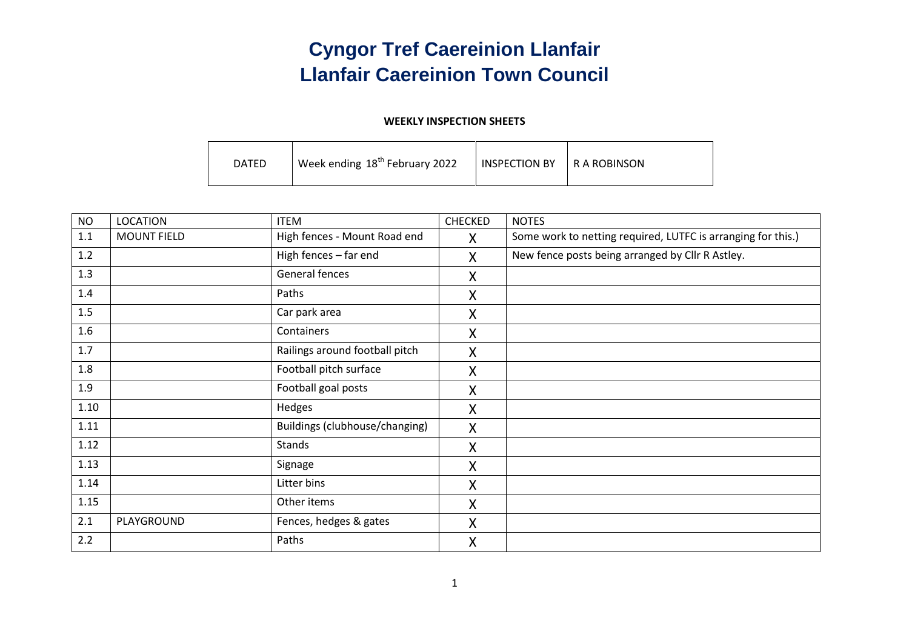# Cyngor Tref Caereinion Llanfair
# Llanfair Caereinion Town Council

**WEEKLY INSPECTION SHEETS**

| DATED | Week ending 18th February 2022 | INSPECTION BY | R A ROBINSON |
|---|---|---|---|

| NO | LOCATION | ITEM | CHECKED | NOTES |
|---|---|---|---|---|
| 1.1 | MOUNT FIELD | High fences - Mount Road end | X | Some work to netting required, LUTFC is arranging for this.) |
| 1.2 | | High fences – far end | X | New fence posts being arranged by Cllr R Astley. |
| 1.3 | | General fences | X | |
| 1.4 | | Paths | X | |
| 1.5 | | Car park area | X | |
| 1.6 | | Containers | X | |
| 1.7 | | Railings around football pitch | X | |
| 1.8 | | Football pitch surface | X | |
| 1.9 | | Football goal posts | X | |
| 1.10 | | Hedges | X | |
| 1.11 | | Buildings (clubhouse/changing) | X | |
| 1.12 | | Stands | X | |
| 1.13 | | Signage | X | |
| 1.14 | | Litter bins | X | |
| 1.15 | | Other items | X | |
| 2.1 | PLAYGROUND | Fences, hedges & gates | X | |
| 2.2 | | Paths | X | |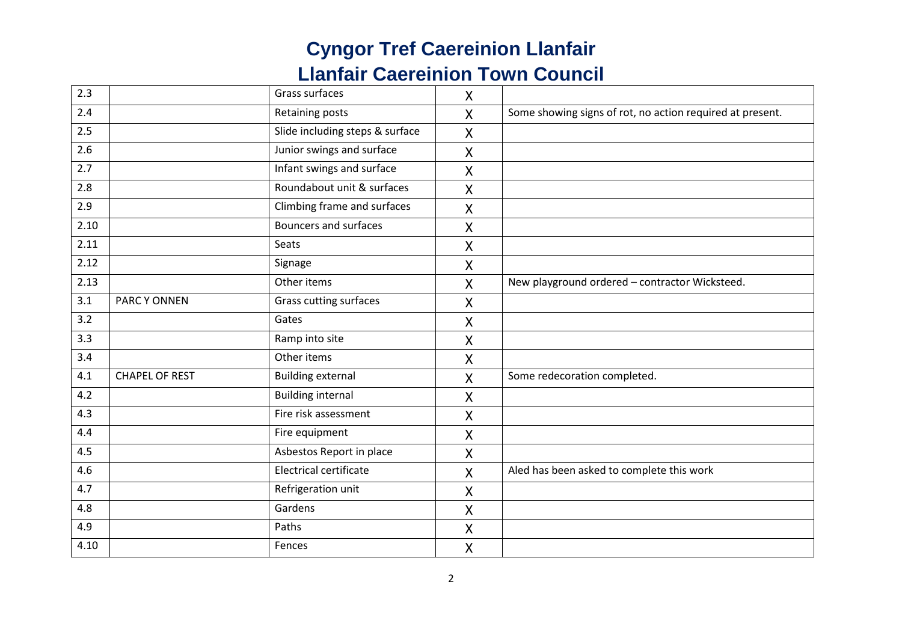# Cyngor Tref Caereinion Llanfair

# Llanfair Caereinion Town Council

| | | | | |
|---|---|---|---|---|
| 2.3 | | Grass surfaces | X | |
| 2.4 | | Retaining posts | X | Some showing signs of rot, no action required at present. |
| 2.5 | | Slide including steps & surface | X | |
| 2.6 | | Junior swings and surface | X | |
| 2.7 | | Infant swings and surface | X | |
| 2.8 | | Roundabout unit & surfaces | X | |
| 2.9 | | Climbing frame and surfaces | X | |
| 2.10 | | Bouncers and surfaces | X | |
| 2.11 | | Seats | X | |
| 2.12 | | Signage | X | |
| 2.13 | | Other items | X | New playground ordered – contractor Wicksteed. |
| 3.1 | PARC Y ONNEN | Grass cutting surfaces | X | |
| 3.2 | | Gates | X | |
| 3.3 | | Ramp into site | X | |
| 3.4 | | Other items | X | |
| 4.1 | CHAPEL OF REST | Building external | X | Some redecoration completed. |
| 4.2 | | Building internal | X | |
| 4.3 | | Fire risk assessment | X | |
| 4.4 | | Fire equipment | X | |
| 4.5 | | Asbestos Report in place | X | |
| 4.6 | | Electrical certificate | X | Aled has been asked to complete this work |
| 4.7 | | Refrigeration unit | X | |
| 4.8 | | Gardens | X | |
| 4.9 | | Paths | X | |
| 4.10 | | Fences | X | |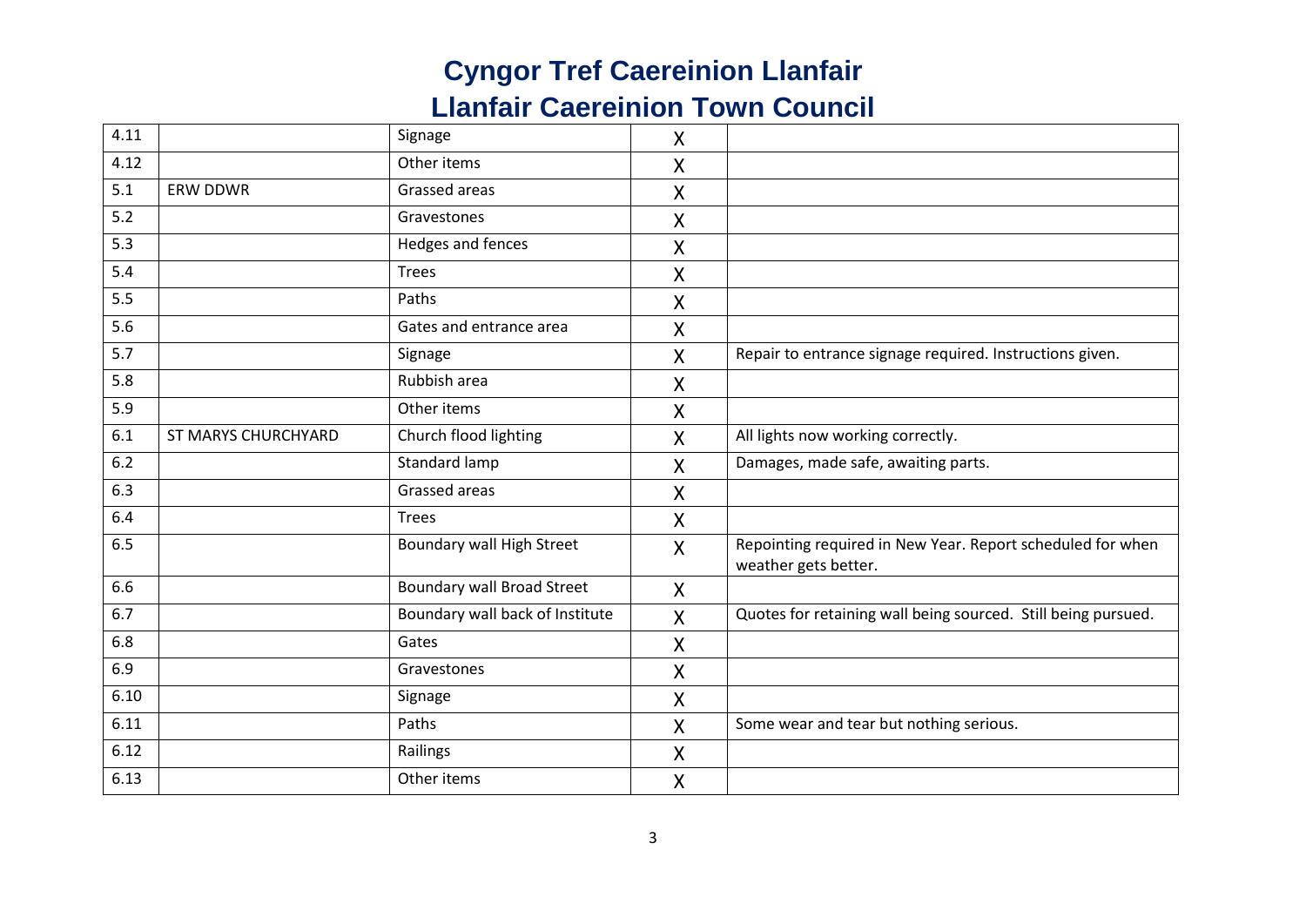# Cyngor Tref Caereinion Llanfair
# Llanfair Caereinion Town Council

| | | | | |
|---|---|---|---|---|
| 4.11 | | Signage | X | |
| 4.12 | | Other items | X | |
| 5.1 | ERW DDWR | Grassed areas | X | |
| 5.2 | | Gravestones | X | |
| 5.3 | | Hedges and fences | X | |
| 5.4 | | Trees | X | |
| 5.5 | | Paths | X | |
| 5.6 | | Gates and entrance area | X | |
| 5.7 | | Signage | X | Repair to entrance signage required. Instructions given. |
| 5.8 | | Rubbish area | X | |
| 5.9 | | Other items | X | |
| 6.1 | ST MARYS CHURCHYARD | Church flood lighting | X | All lights now working correctly. |
| 6.2 | | Standard lamp | X | Damages, made safe, awaiting parts. |
| 6.3 | | Grassed areas | X | |
| 6.4 | | Trees | X | |
| 6.5 | | Boundary wall High Street | X | Repointing required in New Year. Report scheduled for when weather gets better. |
| 6.6 | | Boundary wall Broad Street | X | |
| 6.7 | | Boundary wall back of Institute | X | Quotes for retaining wall being sourced. Still being pursued. |
| 6.8 | | Gates | X | |
| 6.9 | | Gravestones | X | |
| 6.10 | | Signage | X | |
| 6.11 | | Paths | X | Some wear and tear but nothing serious. |
| 6.12 | | Railings | X | |
| 6.13 | | Other items | X | |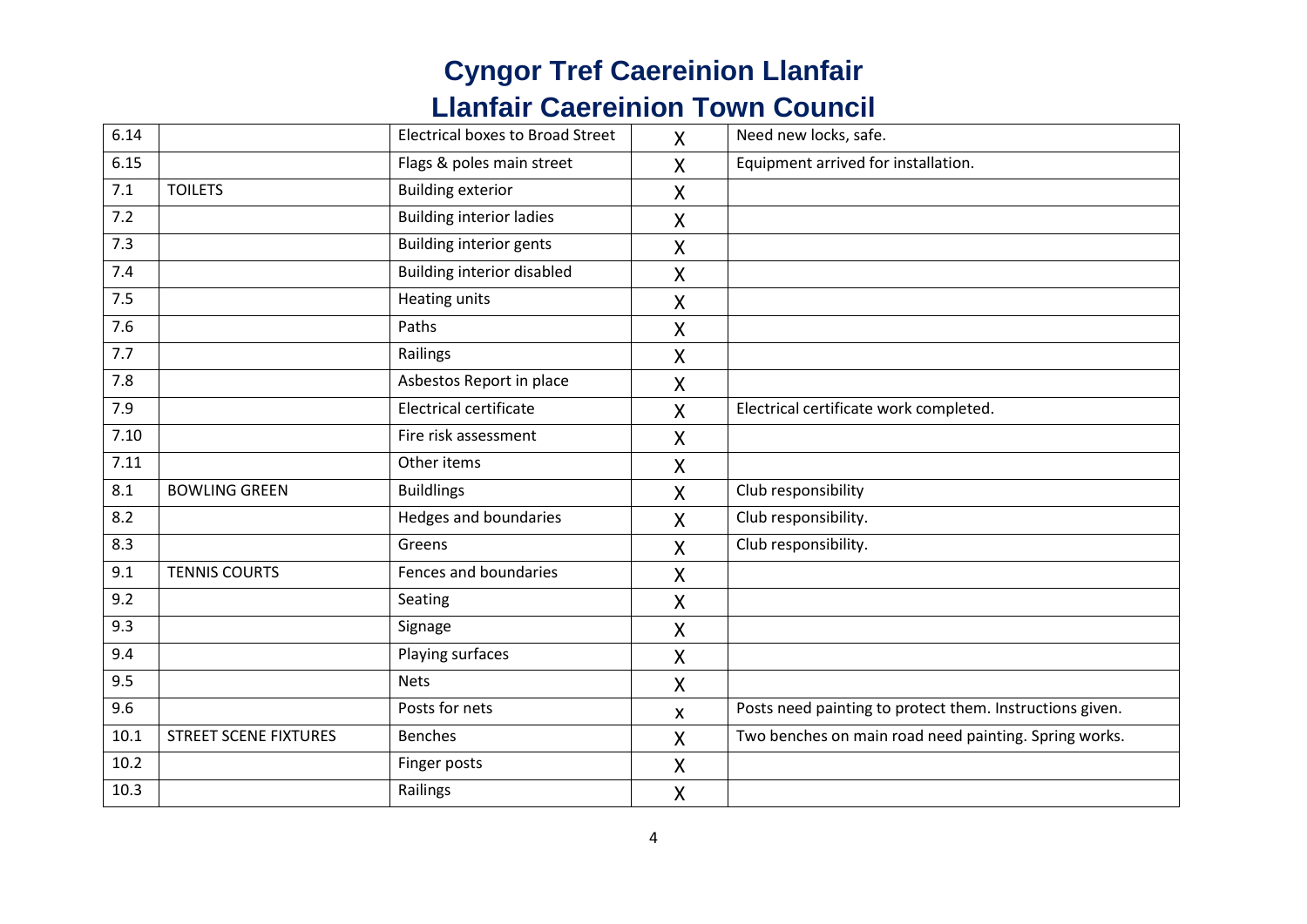# Cyngor Tref Caereinion Llanfair

# Llanfair Caereinion Town Council

| | | | | |
|---|---|---|---|---|
| 6.14 | | Electrical boxes to Broad Street | X | Need new locks, safe. |
| 6.15 | | Flags & poles main street | X | Equipment arrived for installation. |
| 7.1 | TOILETS | Building exterior | X | |
| 7.2 | | Building interior ladies | X | |
| 7.3 | | Building interior gents | X | |
| 7.4 | | Building interior disabled | X | |
| 7.5 | | Heating units | X | |
| 7.6 | | Paths | X | |
| 7.7 | | Railings | X | |
| 7.8 | | Asbestos Report in place | X | |
| 7.9 | | Electrical certificate | X | Electrical certificate work completed. |
| 7.10 | | Fire risk assessment | X | |
| 7.11 | | Other items | X | |
| 8.1 | BOWLING GREEN | Buildlings | X | Club responsibility |
| 8.2 | | Hedges and boundaries | X | Club responsibility. |
| 8.3 | | Greens | X | Club responsibility. |
| 9.1 | TENNIS COURTS | Fences and boundaries | X | |
| 9.2 | | Seating | X | |
| 9.3 | | Signage | X | |
| 9.4 | | Playing surfaces | X | |
| 9.5 | | Nets | X | |
| 9.6 | | Posts for nets | x | Posts need painting to protect them. Instructions given. |
| 10.1 | STREET SCENE FIXTURES | Benches | X | Two benches on main road need painting. Spring works. |
| 10.2 | | Finger posts | X | |
| 10.3 | | Railings | X | |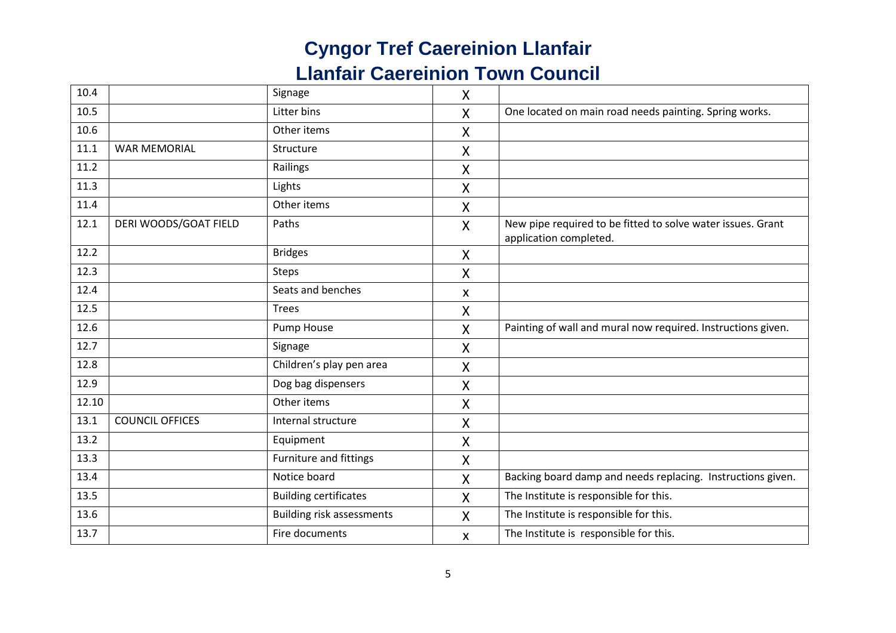# Cyngor Tref Caereinion Llanfair
# Llanfair Caereinion Town Council

| | | | | |
|---|---|---|---|---|
| 10.4 | | Signage | X | |
| 10.5 | | Litter bins | X | One located on main road needs painting. Spring works. |
| 10.6 | | Other items | X | |
| 11.1 | WAR MEMORIAL | Structure | X | |
| 11.2 | | Railings | X | |
| 11.3 | | Lights | X | |
| 11.4 | | Other items | X | |
| 12.1 | DERI WOODS/GOAT FIELD | Paths | X | New pipe required to be fitted to solve water issues. Grant application completed. |
| 12.2 | | Bridges | X | |
| 12.3 | | Steps | X | |
| 12.4 | | Seats and benches | x | |
| 12.5 | | Trees | X | |
| 12.6 | | Pump House | X | Painting of wall and mural now required. Instructions given. |
| 12.7 | | Signage | X | |
| 12.8 | | Children's play pen area | X | |
| 12.9 | | Dog bag dispensers | X | |
| 12.10 | | Other items | X | |
| 13.1 | COUNCIL OFFICES | Internal structure | X | |
| 13.2 | | Equipment | X | |
| 13.3 | | Furniture and fittings | X | |
| 13.4 | | Notice board | X | Backing board damp and needs replacing. Instructions given. |
| 13.5 | | Building certificates | X | The Institute is responsible for this. |
| 13.6 | | Building risk assessments | X | The Institute is responsible for this. |
| 13.7 | | Fire documents | x | The Institute is responsible for this. |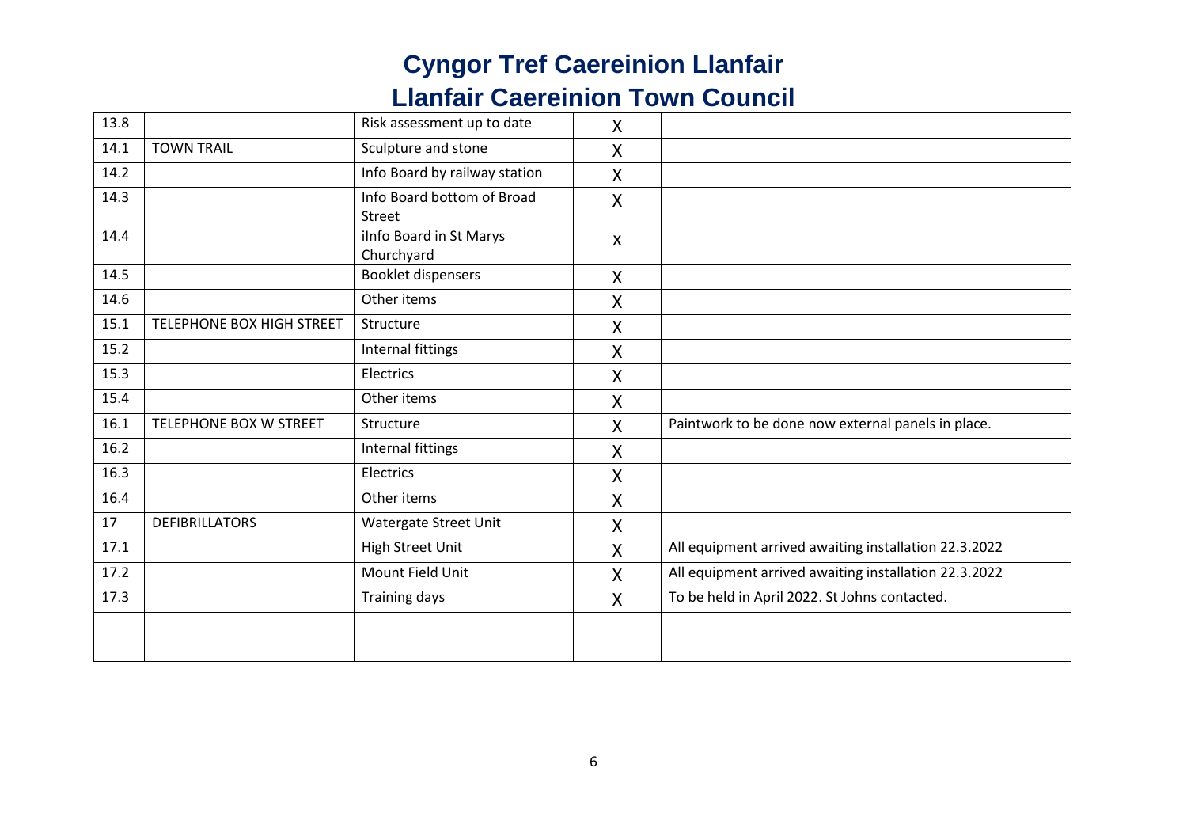# Cyngor Tref Caereinion Llanfair
# Llanfair Caereinion Town Council

| | | | | |
|---|---|---|---|---|
| 13.8 | | Risk assessment up to date | X | |
| 14.1 | TOWN TRAIL | Sculpture and stone | X | |
| 14.2 | | Info Board by railway station | X | |
| 14.3 | | Info Board bottom of Broad Street | X | |
| 14.4 | | iInfo Board in St Marys Churchyard | x | |
| 14.5 | | Booklet dispensers | X | |
| 14.6 | | Other items | X | |
| 15.1 | TELEPHONE BOX HIGH STREET | Structure | X | |
| 15.2 | | Internal fittings | X | |
| 15.3 | | Electrics | X | |
| 15.4 | | Other items | X | |
| 16.1 | TELEPHONE BOX W STREET | Structure | X | Paintwork to be done now external panels in place. |
| 16.2 | | Internal fittings | X | |
| 16.3 | | Electrics | X | |
| 16.4 | | Other items | X | |
| 17 | DEFIBRILLATORS | Watergate Street Unit | X | |
| 17.1 | | High Street Unit | X | All equipment arrived awaiting installation 22.3.2022 |
| 17.2 | | Mount Field Unit | X | All equipment arrived awaiting installation 22.3.2022 |
| 17.3 | | Training days | X | To be held in April 2022. St Johns contacted. |
| | | | | |
| | | | | |